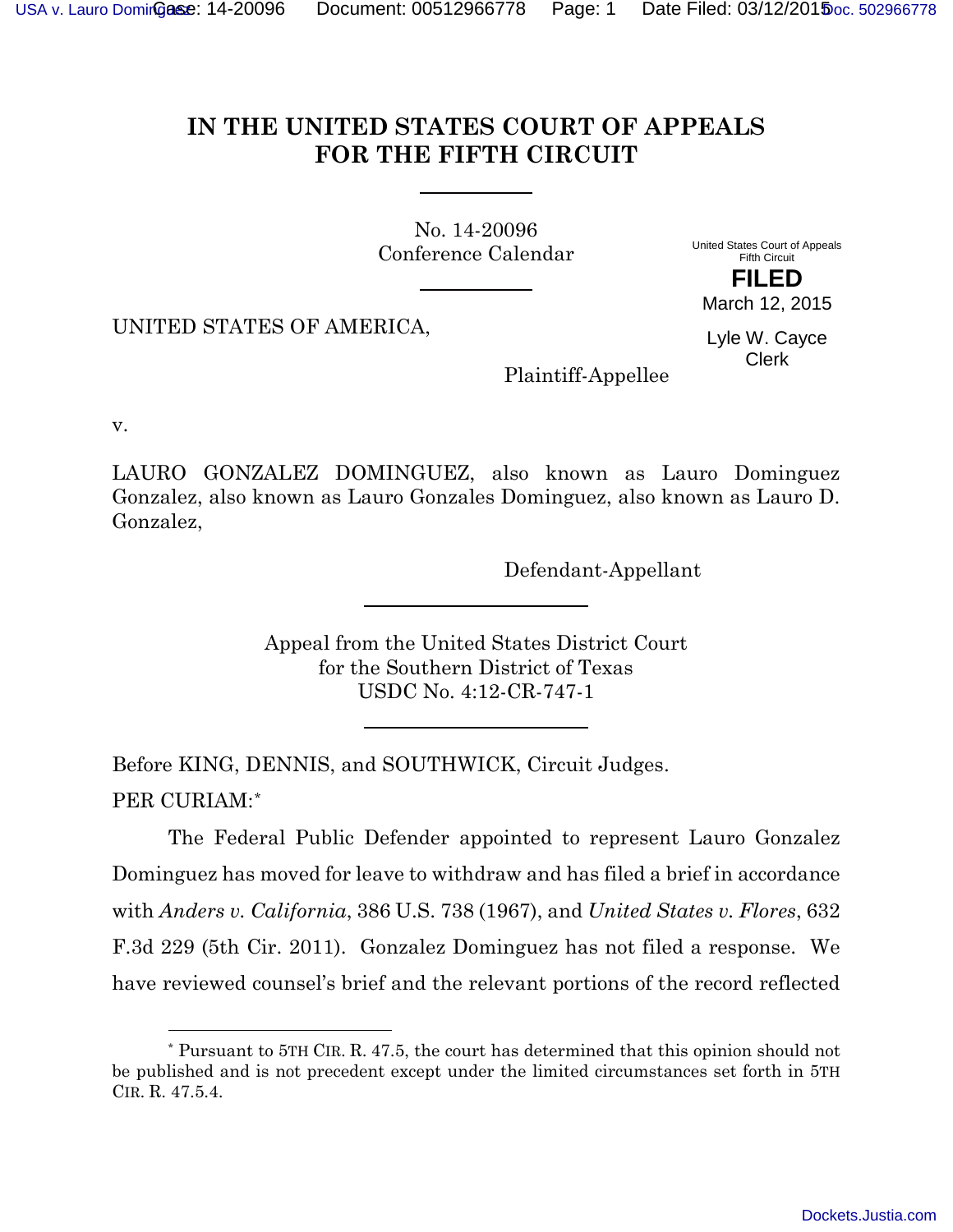# IN THE UNITED STATES COURT OF APPEALS FOR THE FIFTH CIRCUIT

No. 14-20096
Conference Calendar

United States Court of Appeals
Fifth Circuit

**FILED**

March 12, 2015

Lyle W. Cayce
Clerk

UNITED STATES OF AMERICA,

Plaintiff-Appellee

v.

LAURO GONZALEZ DOMINGUEZ, also known as Lauro Dominguez Gonzalez, also known as Lauro Gonzales Dominguez, also known as Lauro D. Gonzalez,

Defendant-Appellant

Appeal from the United States District Court
for the Southern District of Texas
USDC No. 4:12-CR-747-1

Before KING, DENNIS, and SOUTHWICK, Circuit Judges.

PER CURIAM:*

The Federal Public Defender appointed to represent Lauro Gonzalez Dominguez has moved for leave to withdraw and has filed a brief in accordance with *Anders v. California*, 386 U.S. 738 (1967), and *United States v. Flores*, 632 F.3d 229 (5th Cir. 2011). Gonzalez Dominguez has not filed a response. We have reviewed counsel's brief and the relevant portions of the record reflected

---

* Pursuant to 5TH CIR. R. 47.5, the court has determined that this opinion should not be published and is not precedent except under the limited circumstances set forth in 5TH CIR. R. 47.5.4.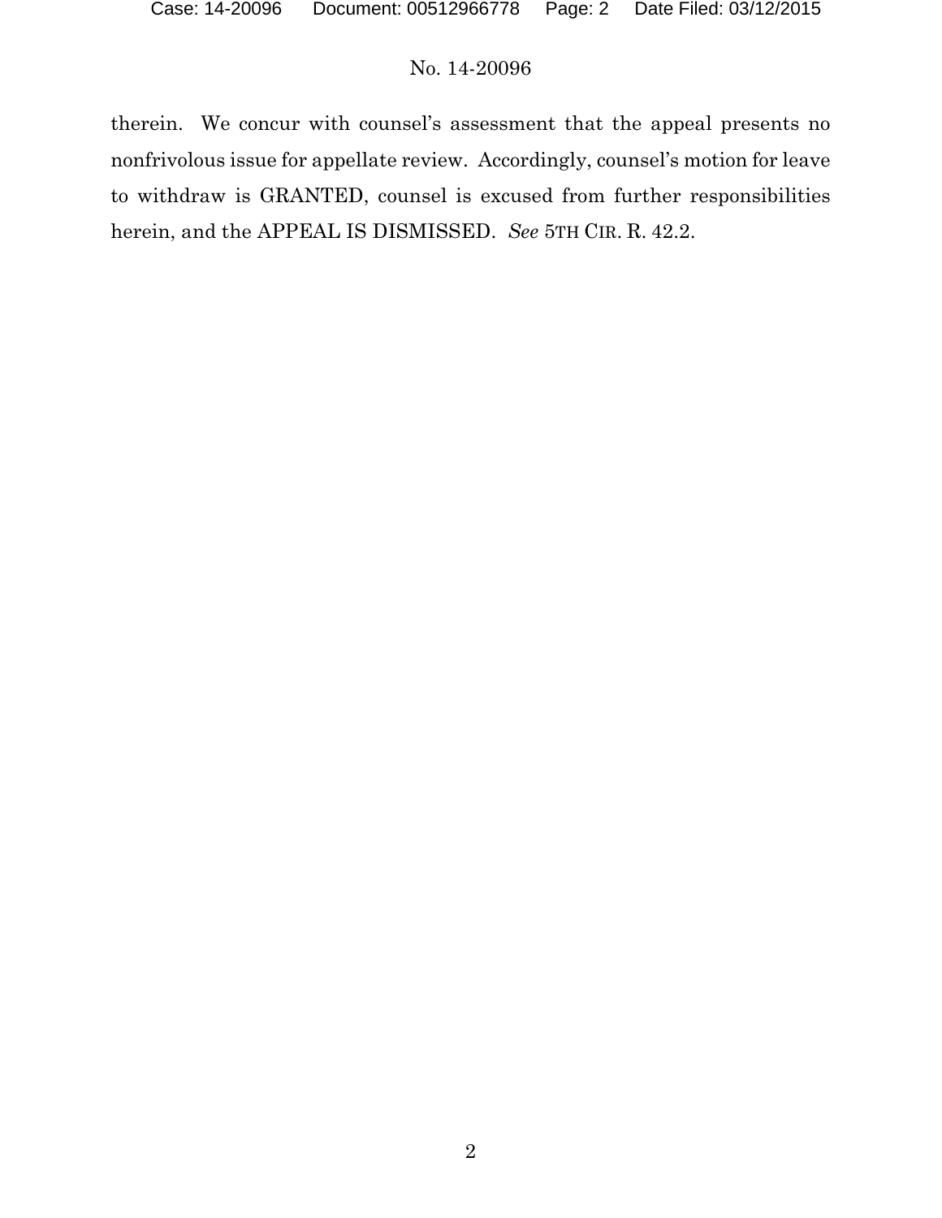therein. We concur with counsel's assessment that the appeal presents no nonfrivolous issue for appellate review. Accordingly, counsel's motion for leave to withdraw is GRANTED, counsel is excused from further responsibilities herein, and the APPEAL IS DISMISSED. *See* 5TH CIR. R. 42.2.